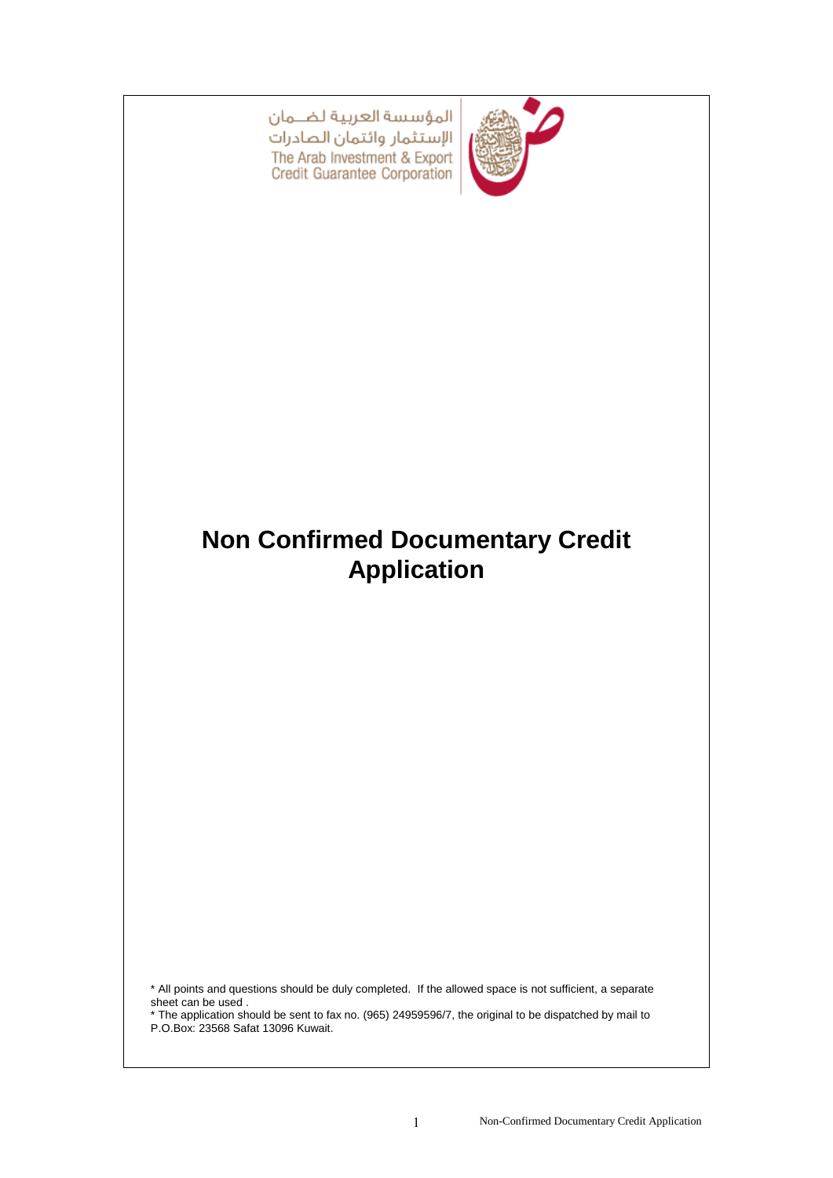المؤسسة العربية لضمان الإستثمار وائتمان الصادرات

The Arab Investment & Export Credit Guarantee Corporation

# Non Confirmed Documentary Credit Application

* All points and questions should be duly completed. If the allowed space is not sufficient, a separate sheet can be used .
* The application should be sent to fax no. (965) 24959596/7, the original to be dispatched by mail to P.O.Box: 23568 Safat 13096 Kuwait.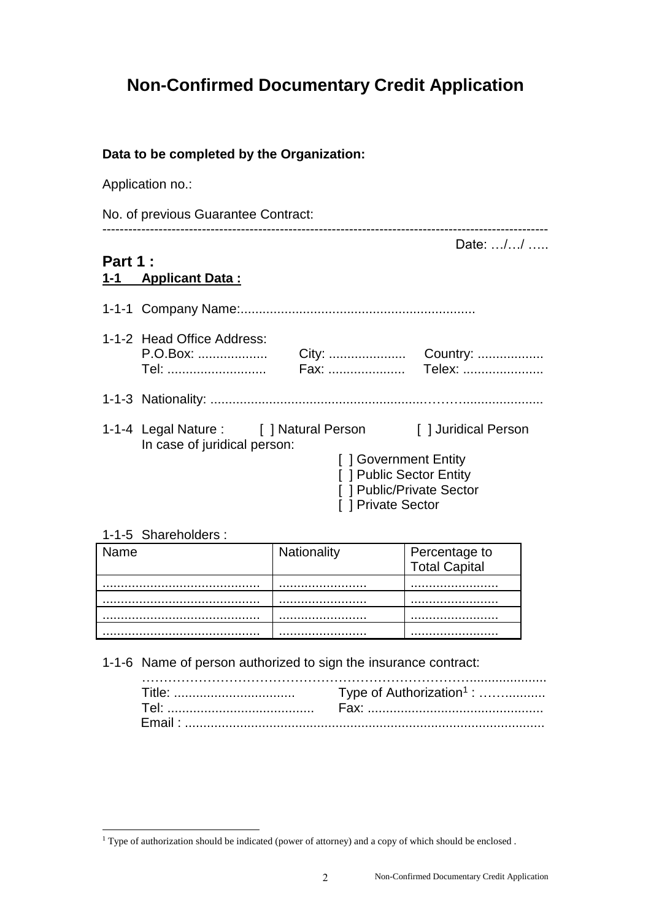# Non-Confirmed Documentary Credit Application

**Data to be completed by the Organization:**

Application no.:

No. of previous Guarantee Contract:

---

Date: …/…/ …..

## Part 1 :

### 1-1 Applicant Data :

1-1-1 Company Name:................................................................

1-1-2 Head Office Address:
P.O.Box: ................... City: ..................... Country: ..................
Tel: ........................... Fax: ..................... Telex: ......................

1-1-3 Nationality: ..........................................................……….....................

1-1-4 Legal Nature : [ ] Natural Person [ ] Juridical Person
In case of juridical person:
- [ ] Government Entity
- [ ] Public Sector Entity
- [ ] Public/Private Sector
- [ ] Private Sector

1-1-5 Shareholders :

| Name | Nationality | Percentage to Total Capital |
|---|---|---|
| ........................................... | ........................ | ........................ |
| ........................................... | ........................ | ........................ |
| ........................................... | ........................ | ........................ |
| ........................................... | ........................ | ........................ |

1-1-6 Name of person authorized to sign the insurance contract:
…………………………………………………………………….....................
Title: ................................. Type of Authorization[1] : ……….........
Tel: ........................................ Fax: ................................................
Email : ................................................................................................

[1] Type of authorization should be indicated (power of attorney) and a copy of which should be enclosed .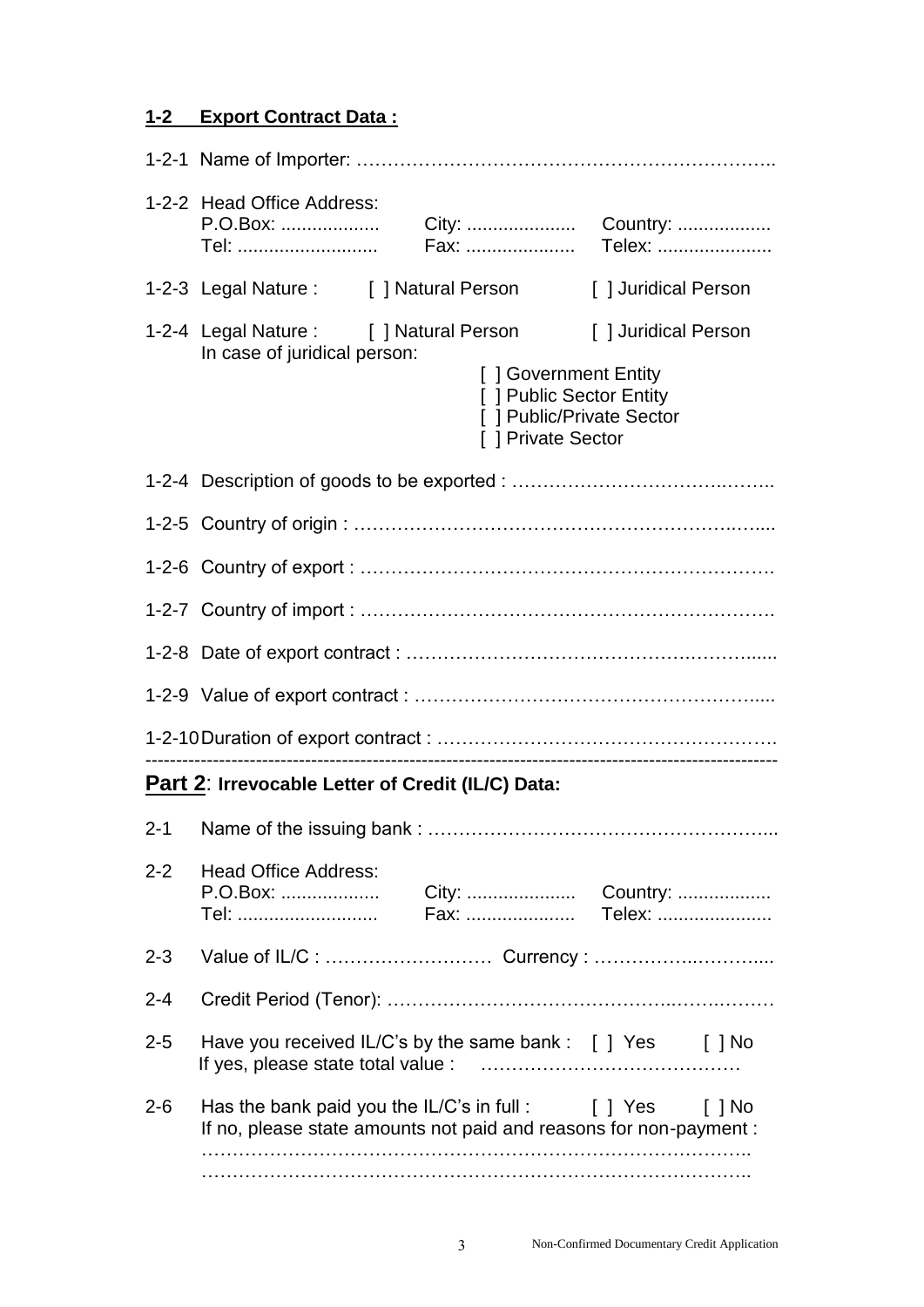## 1-2 Export Contract Data :

1-2-1 Name of Importer: …………………………………………………………..

1-2-2 Head Office Address:
P.O.Box: ................... City: ..................... Country: ..................
Tel: ........................... Fax: ..................... Telex: ......................

1-2-3 Legal Nature : [ ] Natural Person [ ] Juridical Person

1-2-4 Legal Nature : [ ] Natural Person [ ] Juridical Person
In case of juridical person:
[ ] Government Entity
[ ] Public Sector Entity
[ ] Public/Private Sector
[ ] Private Sector

1-2-4 Description of goods to be exported : ……………………………..……..

1-2-5 Country of origin : ……………………………………………………..…....

1-2-6 Country of export : ………………………………………………………….

1-2-7 Country of import : ………………………………………………………….

1-2-8 Date of export contract : ………………………………………….……......

1-2-9 Value of export contract : …………………………………………….....

1-2-10 Duration of export contract : ……………………………………………..

---

## Part 2: Irrevocable Letter of Credit (IL/C) Data:

2-1 Name of the issuing bank : ………………………………………………...

2-2 Head Office Address:
P.O.Box: ................... City: ..................... Country: ..................
Tel: ........................... Fax: ..................... Telex: ......................

2-3 Value of IL/C : ……………………… Currency : …………….………....

2-4 Credit Period (Tenor): …………………………………….……..………

2-5 Have you received IL/C's by the same bank : [ ] Yes [ ] No
If yes, please state total value : ………………………………….…

2-6 Has the bank paid you the IL/C's in full : [ ] Yes [ ] No
If no, please state amounts not paid and reasons for non-payment :
…………………….….….………………………………………….…….…..
…………………………………………………………………………..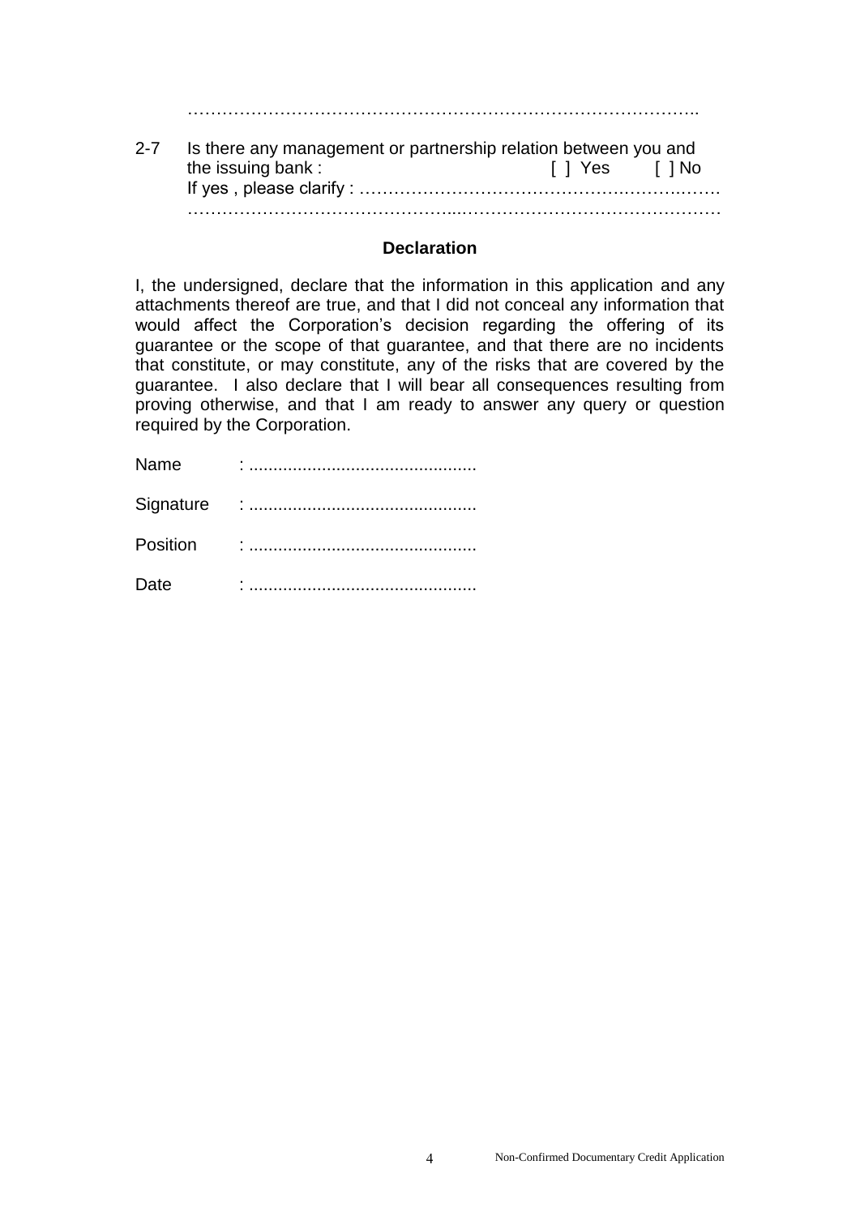………………………………………………………………………………..

2-7 Is there any management or partnership relation between you and the issuing bank : [ ] Yes [ ] No

If yes , please clarify : ………………………………………….……….…….

……………………………………...………………………………………

## Declaration

I, the undersigned, declare that the information in this application and any attachments thereof are true, and that I did not conceal any information that would affect the Corporation's decision regarding the offering of its guarantee or the scope of that guarantee, and that there are no incidents that constitute, or may constitute, any of the risks that are covered by the guarantee. I also declare that I will bear all consequences resulting from proving otherwise, and that I am ready to answer any query or question required by the Corporation.

Name : ..............................................

Signature : ..............................................

Position : ..............................................

Date : ..............................................